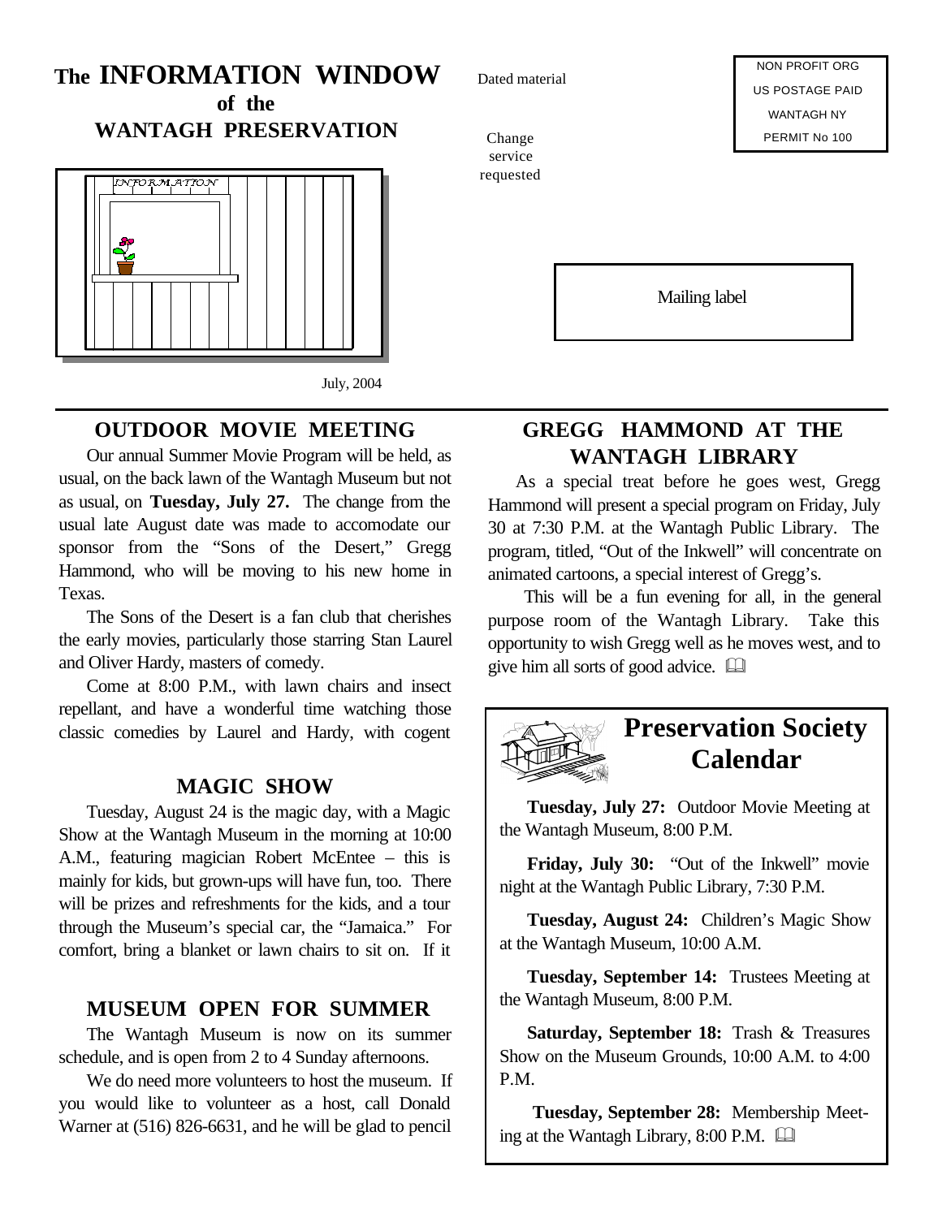# The INFORMATION WINDOW of the WANTAGH PRESERVATION

Dated material

Change service requested

NON PROFIT ORG
US POSTAGE PAID
WANTAGH NY
PERMIT No 100

Mailing label

July, 2004

## OUTDOOR MOVIE MEETING

Our annual Summer Movie Program will be held, as usual, on the back lawn of the Wantagh Museum but not as usual, on **Tuesday, July 27.** The change from the usual late August date was made to accomodate our sponsor from the "Sons of the Desert," Gregg Hammond, who will be moving to his new home in Texas.

The Sons of the Desert is a fan club that cherishes the early movies, particularly those starring Stan Laurel and Oliver Hardy, masters of comedy.

Come at 8:00 P.M., with lawn chairs and insect repellant, and have a wonderful time watching those classic comedies by Laurel and Hardy, with cogent

## MAGIC SHOW

Tuesday, August 24 is the magic day, with a Magic Show at the Wantagh Museum in the morning at 10:00 A.M., featuring magician Robert McEntee – this is mainly for kids, but grown-ups will have fun, too. There will be prizes and refreshments for the kids, and a tour through the Museum's special car, the "Jamaica." For comfort, bring a blanket or lawn chairs to sit on. If it

## MUSEUM OPEN FOR SUMMER

The Wantagh Museum is now on its summer schedule, and is open from 2 to 4 Sunday afternoons.

We do need more volunteers to host the museum. If you would like to volunteer as a host, call Donald Warner at (516) 826-6631, and he will be glad to pencil

## GREGG HAMMOND AT THE WANTAGH LIBRARY

As a special treat before he goes west, Gregg Hammond will present a special program on Friday, July 30 at 7:30 P.M. at the Wantagh Public Library. The program, titled, "Out of the Inkwell" will concentrate on animated cartoons, a special interest of Gregg's.

This will be a fun evening for all, in the general purpose room of the Wantagh Library. Take this opportunity to wish Gregg well as he moves west, and to give him all sorts of good advice.

## Preservation Society Calendar

**Tuesday, July 27:** Outdoor Movie Meeting at the Wantagh Museum, 8:00 P.M.

**Friday, July 30:** "Out of the Inkwell" movie night at the Wantagh Public Library, 7:30 P.M.

**Tuesday, August 24:** Children's Magic Show at the Wantagh Museum, 10:00 A.M.

**Tuesday, September 14:** Trustees Meeting at the Wantagh Museum, 8:00 P.M.

**Saturday, September 18:** Trash & Treasures Show on the Museum Grounds, 10:00 A.M. to 4:00 P.M.

**Tuesday, September 28:** Membership Meeting at the Wantagh Library, 8:00 P.M.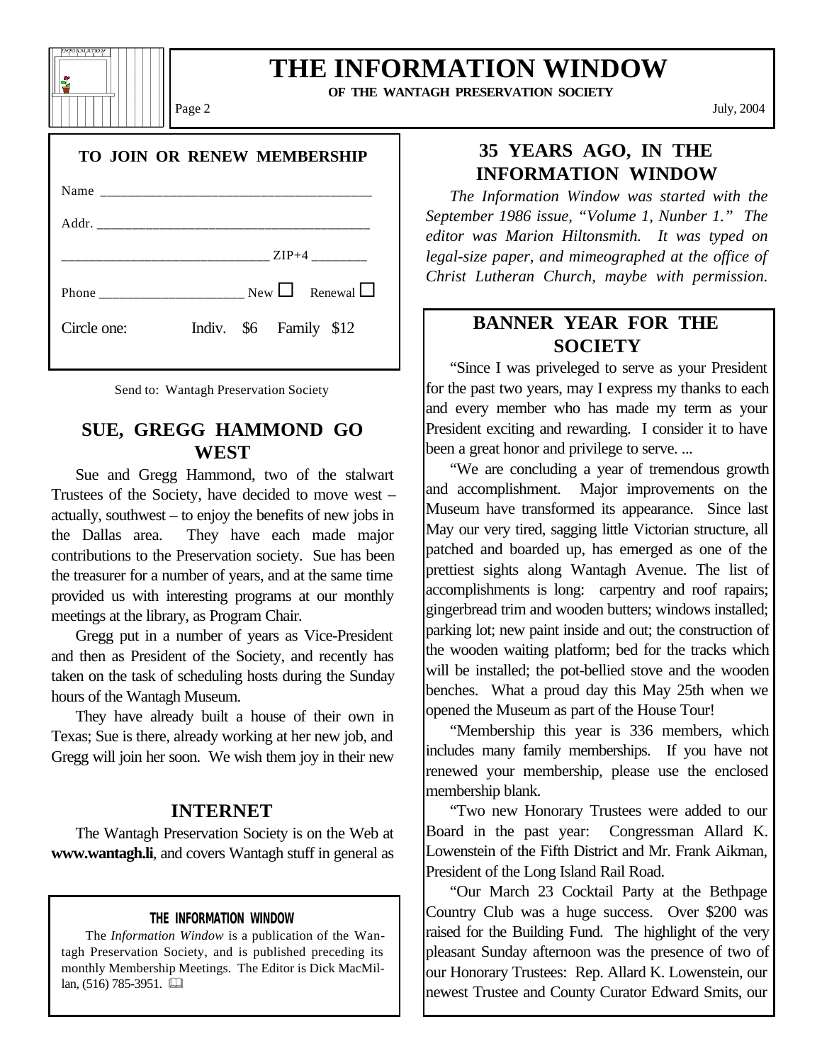# THE INFORMATION WINDOW

**OF THE WANTAGH PRESERVATION SOCIETY**

July, 2004

## TO JOIN OR RENEW MEMBERSHIP

Name ______________________________________

Addr. ______________________________________

______________________________ ZIP+4 ________

Phone ____________________ New ☐ Renewal ☐

Circle one: Indiv. $6 Family $12

Send to: Wantagh Preservation Society

## SUE, GREGG HAMMOND GO WEST

Sue and Gregg Hammond, two of the stalwart Trustees of the Society, have decided to move west – actually, southwest – to enjoy the benefits of new jobs in the Dallas area. They have each made major contributions to the Preservation society. Sue has been the treasurer for a number of years, and at the same time provided us with interesting programs at our monthly meetings at the library, as Program Chair.

Gregg put in a number of years as Vice-President and then as President of the Society, and recently has taken on the task of scheduling hosts during the Sunday hours of the Wantagh Museum.

They have already built a house of their own in Texas; Sue is there, already working at her new job, and Gregg will join her soon. We wish them joy in their new

## INTERNET

The Wantagh Preservation Society is on the Web at **www.wantagh.li**, and covers Wantagh stuff in general as

### THE INFORMATION WINDOW

The *Information Window* is a publication of the Wantagh Preservation Society, and is published preceding its monthly Membership Meetings. The Editor is Dick MacMillan, (516) 785-3951.

## 35 YEARS AGO, IN THE INFORMATION WINDOW

*The Information Window was started with the September 1986 issue, "Volume 1, Nunber 1." The editor was Marion Hiltonsmith. It was typed on legal-size paper, and mimeographed at the office of Christ Lutheran Church, maybe with permission.*

## BANNER YEAR FOR THE SOCIETY

"Since I was priveleged to serve as your President for the past two years, may I express my thanks to each and every member who has made my term as your President exciting and rewarding. I consider it to have been a great honor and privilege to serve. ...

"We are concluding a year of tremendous growth and accomplishment. Major improvements on the Museum have transformed its appearance. Since last May our very tired, sagging little Victorian structure, all patched and boarded up, has emerged as one of the prettiest sights along Wantagh Avenue. The list of accomplishments is long: carpentry and roof rapairs; gingerbread trim and wooden butters; windows installed; parking lot; new paint inside and out; the construction of the wooden waiting platform; bed for the tracks which will be installed; the pot-bellied stove and the wooden benches. What a proud day this May 25th when we opened the Museum as part of the House Tour!

"Membership this year is 336 members, which includes many family memberships. If you have not renewed your membership, please use the enclosed membership blank.

"Two new Honorary Trustees were added to our Board in the past year: Congressman Allard K. Lowenstein of the Fifth District and Mr. Frank Aikman, President of the Long Island Rail Road.

"Our March 23 Cocktail Party at the Bethpage Country Club was a huge success. Over $200 was raised for the Building Fund. The highlight of the very pleasant Sunday afternoon was the presence of two of our Honorary Trustees: Rep. Allard K. Lowenstein, our newest Trustee and County Curator Edward Smits, our